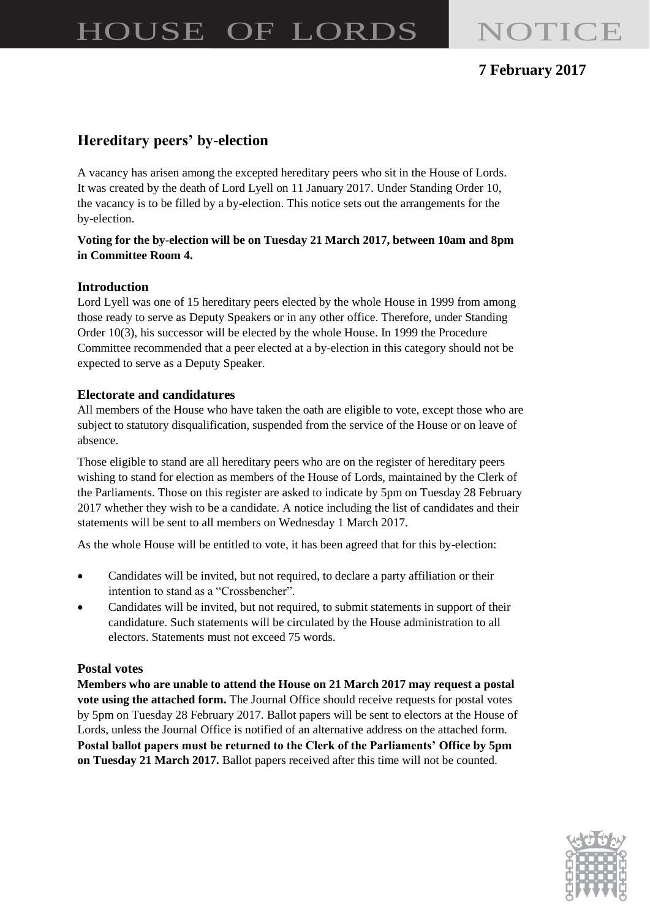# HOUSE OF LORDS NOTICE

**7 February 2017**

## Hereditary peers' by-election

A vacancy has arisen among the excepted hereditary peers who sit in the House of Lords. It was created by the death of Lord Lyell on 11 January 2017. Under Standing Order 10, the vacancy is to be filled by a by-election. This notice sets out the arrangements for the by-election.

**Voting for the by-election will be on Tuesday 21 March 2017, between 10am and 8pm in Committee Room 4.**

### Introduction

Lord Lyell was one of 15 hereditary peers elected by the whole House in 1999 from among those ready to serve as Deputy Speakers or in any other office. Therefore, under Standing Order 10(3), his successor will be elected by the whole House. In 1999 the Procedure Committee recommended that a peer elected at a by-election in this category should not be expected to serve as a Deputy Speaker.

### Electorate and candidatures

All members of the House who have taken the oath are eligible to vote, except those who are subject to statutory disqualification, suspended from the service of the House or on leave of absence.

Those eligible to stand are all hereditary peers who are on the register of hereditary peers wishing to stand for election as members of the House of Lords, maintained by the Clerk of the Parliaments. Those on this register are asked to indicate by 5pm on Tuesday 28 February 2017 whether they wish to be a candidate. A notice including the list of candidates and their statements will be sent to all members on Wednesday 1 March 2017.

As the whole House will be entitled to vote, it has been agreed that for this by-election:

- Candidates will be invited, but not required, to declare a party affiliation or their intention to stand as a "Crossbencher".
- Candidates will be invited, but not required, to submit statements in support of their candidature. Such statements will be circulated by the House administration to all electors. Statements must not exceed 75 words.

### Postal votes

**Members who are unable to attend the House on 21 March 2017 may request a postal vote using the attached form.** The Journal Office should receive requests for postal votes by 5pm on Tuesday 28 February 2017. Ballot papers will be sent to electors at the House of Lords, unless the Journal Office is notified of an alternative address on the attached form. **Postal ballot papers must be returned to the Clerk of the Parliaments' Office by 5pm on Tuesday 21 March 2017.** Ballot papers received after this time will not be counted.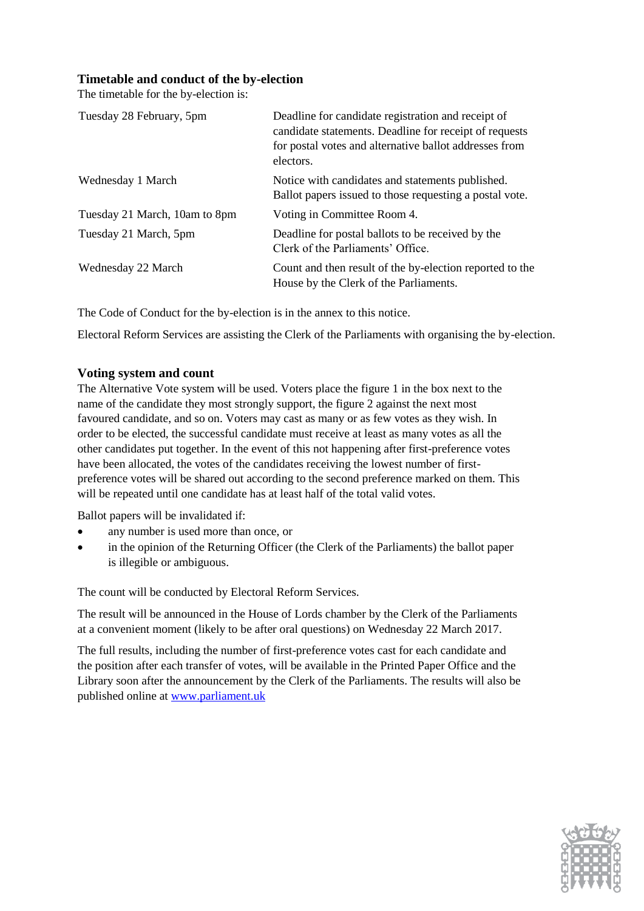## Timetable and conduct of the by-election

The timetable for the by-election is:

| | |
|---|---|
| Tuesday 28 February, 5pm | Deadline for candidate registration and receipt of candidate statements. Deadline for receipt of requests for postal votes and alternative ballot addresses from electors. |
| Wednesday 1 March | Notice with candidates and statements published. Ballot papers issued to those requesting a postal vote. |
| Tuesday 21 March, 10am to 8pm | Voting in Committee Room 4. |
| Tuesday 21 March, 5pm | Deadline for postal ballots to be received by the Clerk of the Parliaments' Office. |
| Wednesday 22 March | Count and then result of the by-election reported to the House by the Clerk of the Parliaments. |

The Code of Conduct for the by-election is in the annex to this notice.

Electoral Reform Services are assisting the Clerk of the Parliaments with organising the by-election.

## Voting system and count

The Alternative Vote system will be used. Voters place the figure 1 in the box next to the name of the candidate they most strongly support, the figure 2 against the next most favoured candidate, and so on. Voters may cast as many or as few votes as they wish. In order to be elected, the successful candidate must receive at least as many votes as all the other candidates put together. In the event of this not happening after first-preference votes have been allocated, the votes of the candidates receiving the lowest number of first-preference votes will be shared out according to the second preference marked on them. This will be repeated until one candidate has at least half of the total valid votes.

Ballot papers will be invalidated if:

- any number is used more than once, or
- in the opinion of the Returning Officer (the Clerk of the Parliaments) the ballot paper is illegible or ambiguous.

The count will be conducted by Electoral Reform Services.

The result will be announced in the House of Lords chamber by the Clerk of the Parliaments at a convenient moment (likely to be after oral questions) on Wednesday 22 March 2017.

The full results, including the number of first-preference votes cast for each candidate and the position after each transfer of votes, will be available in the Printed Paper Office and the Library soon after the announcement by the Clerk of the Parliaments. The results will also be published online at [www.parliament.uk](http://www.parliament.uk)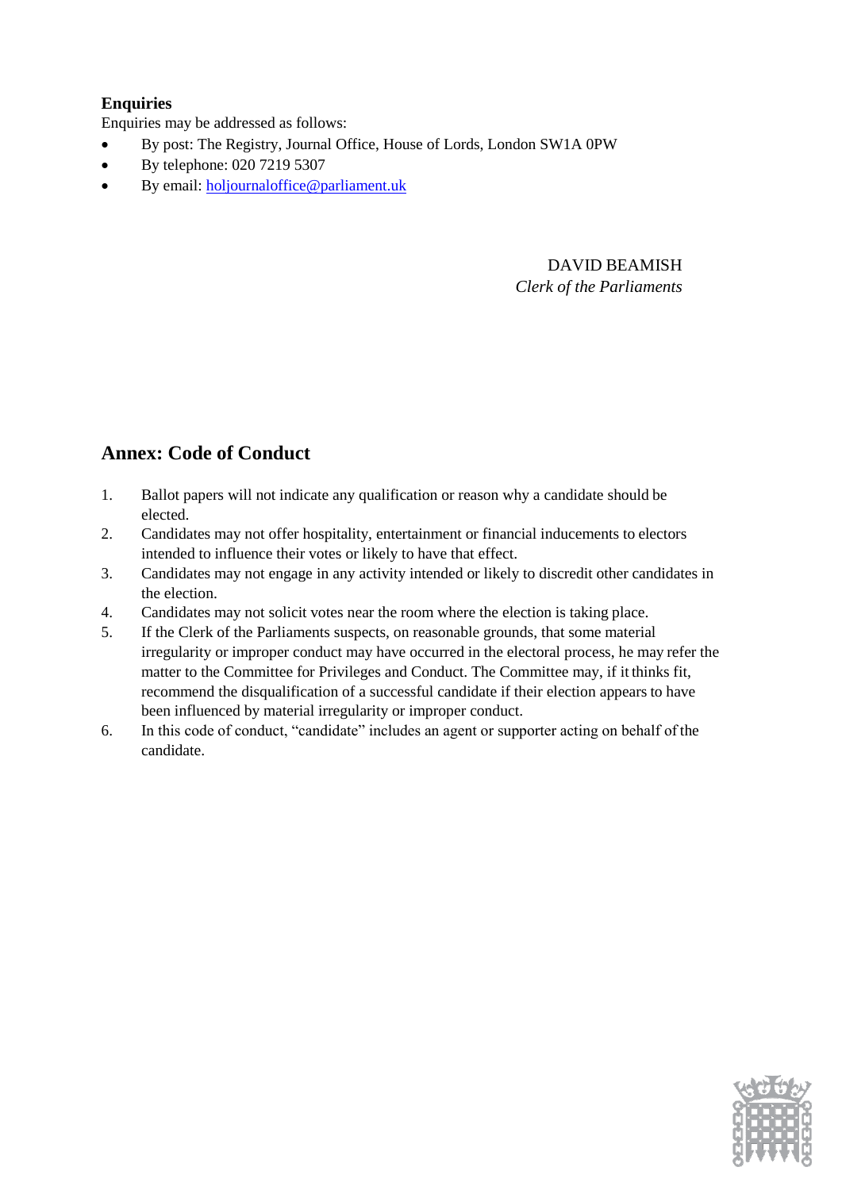**Enquiries**

Enquiries may be addressed as follows:

- By post: The Registry, Journal Office, House of Lords, London SW1A 0PW
- By telephone: 020 7219 5307
- By email: holjournaloffice@parliament.uk

DAVID BEAMISH
*Clerk of the Parliaments*

## Annex: Code of Conduct

1. Ballot papers will not indicate any qualification or reason why a candidate should be elected.
2. Candidates may not offer hospitality, entertainment or financial inducements to electors intended to influence their votes or likely to have that effect.
3. Candidates may not engage in any activity intended or likely to discredit other candidates in the election.
4. Candidates may not solicit votes near the room where the election is taking place.
5. If the Clerk of the Parliaments suspects, on reasonable grounds, that some material irregularity or improper conduct may have occurred in the electoral process, he may refer the matter to the Committee for Privileges and Conduct. The Committee may, if it thinks fit, recommend the disqualification of a successful candidate if their election appears to have been influenced by material irregularity or improper conduct.
6. In this code of conduct, "candidate" includes an agent or supporter acting on behalf of the candidate.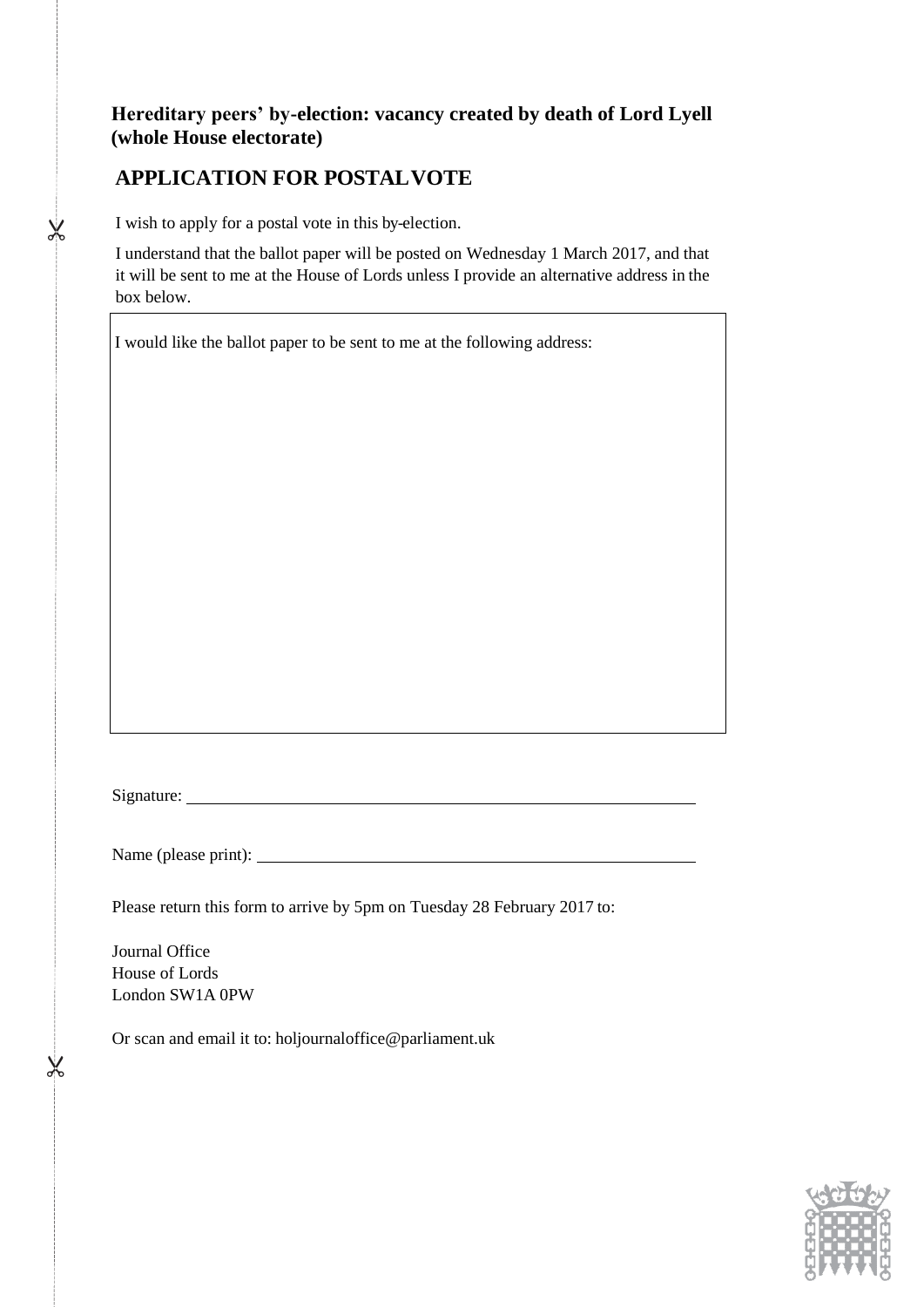**Hereditary peers' by-election: vacancy created by death of Lord Lyell (whole House electorate)**

## APPLICATION FOR POSTAL VOTE

I wish to apply for a postal vote in this by-election.

I understand that the ballot paper will be posted on Wednesday 1 March 2017, and that it will be sent to me at the House of Lords unless I provide an alternative address in the box below.

| |
|---|
| I would like the ballot paper to be sent to me at the following address: |

Signature: ______________________________

Name (please print): ______________________________

Please return this form to arrive by 5pm on Tuesday 28 February 2017 to:

Journal Office  
House of Lords  
London SW1A 0PW

Or scan and email it to: holjournaloffice@parliament.uk